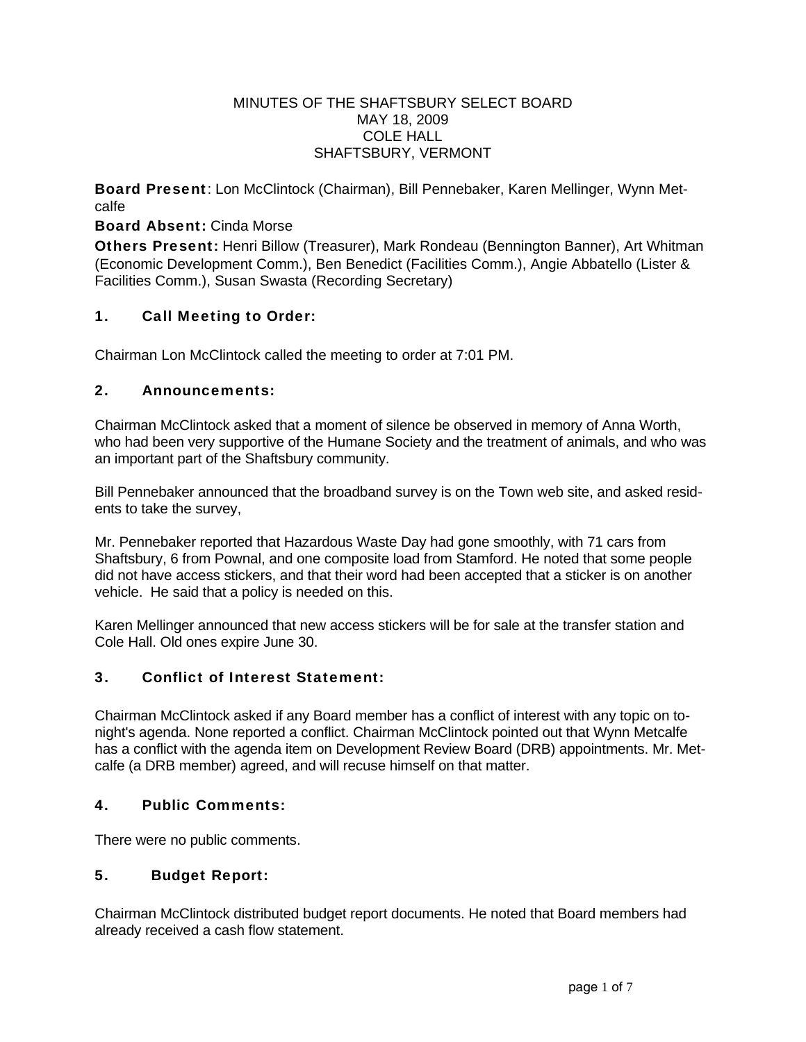MINUTES OF THE SHAFTSBURY SELECT BOARD
MAY 18, 2009
COLE HALL
SHAFTSBURY, VERMONT

**Board Present**: Lon McClintock (Chairman), Bill Pennebaker, Karen Mellinger, Wynn Metcalfe

**Board Absent:** Cinda Morse

**Others Present:** Henri Billow (Treasurer), Mark Rondeau (Bennington Banner), Art Whitman (Economic Development Comm.), Ben Benedict (Facilities Comm.), Angie Abbatello (Lister & Facilities Comm.), Susan Swasta (Recording Secretary)

## 1. Call Meeting to Order:

Chairman Lon McClintock called the meeting to order at 7:01 PM.

## 2. Announcements:

Chairman McClintock asked that a moment of silence be observed in memory of Anna Worth, who had been very supportive of the Humane Society and the treatment of animals, and who was an important part of the Shaftsbury community.

Bill Pennebaker announced that the broadband survey is on the Town web site, and asked residents to take the survey,

Mr. Pennebaker reported that Hazardous Waste Day had gone smoothly, with 71 cars from Shaftsbury, 6 from Pownal, and one composite load from Stamford. He noted that some people did not have access stickers, and that their word had been accepted that a sticker is on another vehicle. He said that a policy is needed on this.

Karen Mellinger announced that new access stickers will be for sale at the transfer station and Cole Hall. Old ones expire June 30.

## 3. Conflict of Interest Statement:

Chairman McClintock asked if any Board member has a conflict of interest with any topic on tonight's agenda. None reported a conflict. Chairman McClintock pointed out that Wynn Metcalfe has a conflict with the agenda item on Development Review Board (DRB) appointments. Mr. Metcalfe (a DRB member) agreed, and will recuse himself on that matter.

## 4. Public Comments:

There were no public comments.

## 5. Budget Report:

Chairman McClintock distributed budget report documents. He noted that Board members had already received a cash flow statement.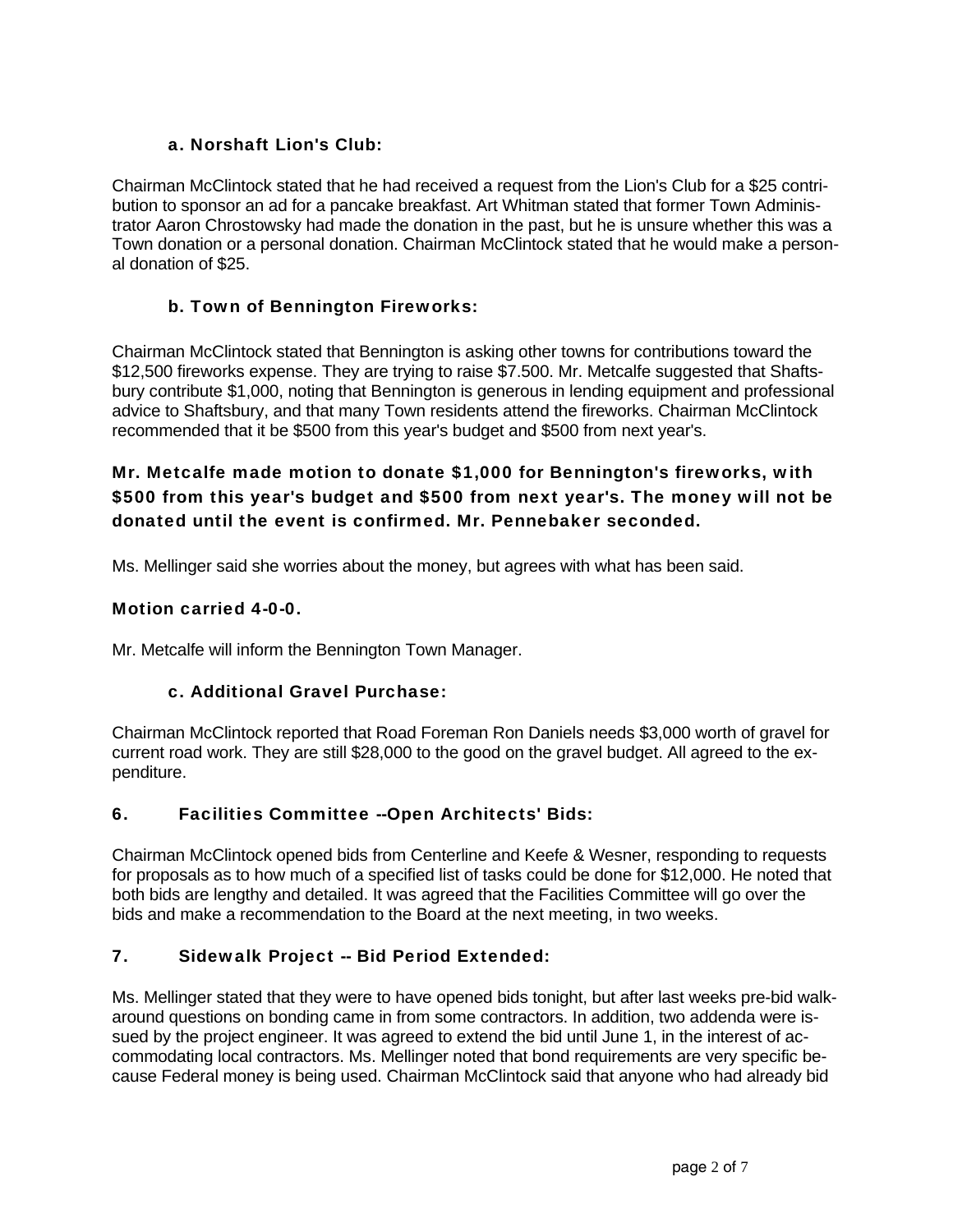### a. Norshaft Lion's Club:

Chairman McClintock stated that he had received a request from the Lion's Club for a $25 contribution to sponsor an ad for a pancake breakfast. Art Whitman stated that former Town Administrator Aaron Chrostowsky had made the donation in the past, but he is unsure whether this was a Town donation or a personal donation. Chairman McClintock stated that he would make a personal donation of $25.

### b. Town of Bennington Fireworks:

Chairman McClintock stated that Bennington is asking other towns for contributions toward the $12,500 fireworks expense. They are trying to raise $7.500. Mr. Metcalfe suggested that Shaftsbury contribute $1,000, noting that Bennington is generous in lending equipment and professional advice to Shaftsbury, and that many Town residents attend the fireworks. Chairman McClintock recommended that it be $500 from this year's budget and $500 from next year's.

**Mr. Metcalfe made motion to donate $1,000 for Bennington's fireworks, with $500 from this year's budget and $500 from next year's. The money will not be donated until the event is confirmed. Mr. Pennebaker seconded.**

Ms. Mellinger said she worries about the money, but agrees with what has been said.

**Motion carried 4-0-0.**

Mr. Metcalfe will inform the Bennington Town Manager.

### c. Additional Gravel Purchase:

Chairman McClintock reported that Road Foreman Ron Daniels needs $3,000 worth of gravel for current road work. They are still $28,000 to the good on the gravel budget. All agreed to the expenditure.

## 6. Facilities Committee --Open Architects' Bids:

Chairman McClintock opened bids from Centerline and Keefe & Wesner, responding to requests for proposals as to how much of a specified list of tasks could be done for $12,000. He noted that both bids are lengthy and detailed. It was agreed that the Facilities Committee will go over the bids and make a recommendation to the Board at the next meeting, in two weeks.

## 7. Sidewalk Project -- Bid Period Extended:

Ms. Mellinger stated that they were to have opened bids tonight, but after last weeks pre-bid walk-around questions on bonding came in from some contractors. In addition, two addenda were issued by the project engineer. It was agreed to extend the bid until June 1, in the interest of accommodating local contractors. Ms. Mellinger noted that bond requirements are very specific because Federal money is being used. Chairman McClintock said that anyone who had already bid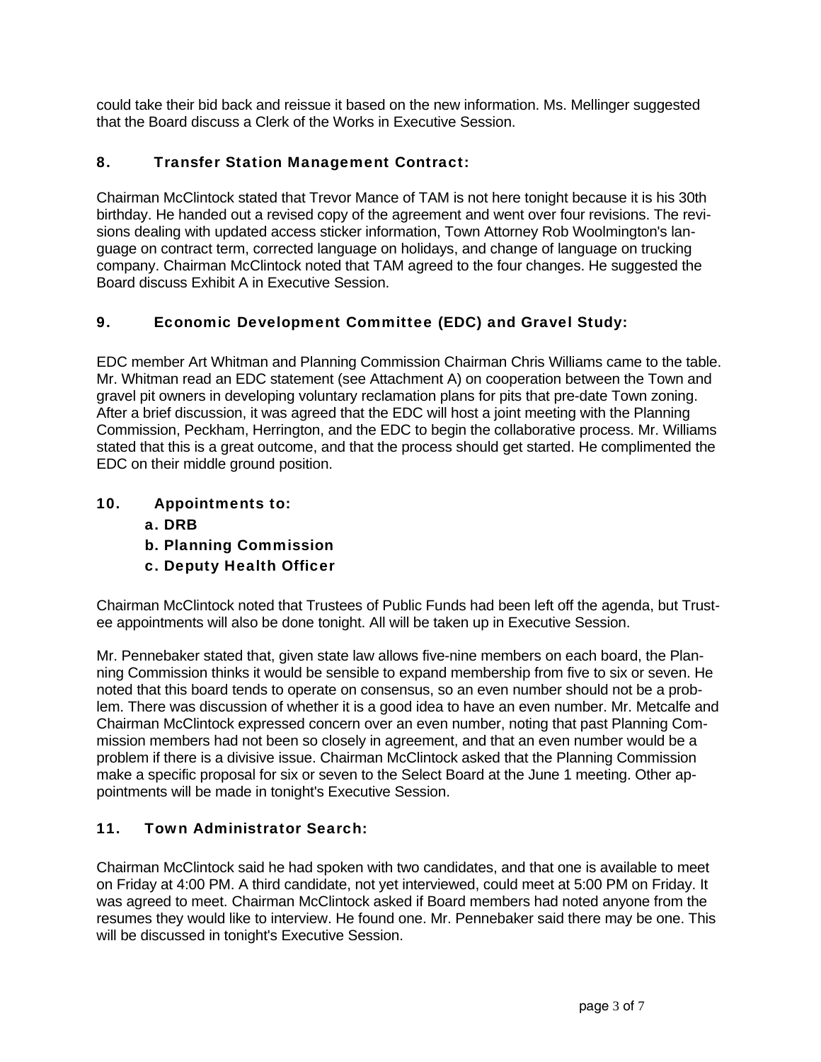could take their bid back and reissue it based on the new information. Ms. Mellinger suggested that the Board discuss a Clerk of the Works in Executive Session.

### 8. Transfer Station Management Contract:

Chairman McClintock stated that Trevor Mance of TAM is not here tonight because it is his 30th birthday. He handed out a revised copy of the agreement and went over four revisions. The revisions dealing with updated access sticker information, Town Attorney Rob Woolmington's language on contract term, corrected language on holidays, and change of language on trucking company. Chairman McClintock noted that TAM agreed to the four changes. He suggested the Board discuss Exhibit A in Executive Session.

### 9. Economic Development Committee (EDC) and Gravel Study:

EDC member Art Whitman and Planning Commission Chairman Chris Williams came to the table. Mr. Whitman read an EDC statement (see Attachment A) on cooperation between the Town and gravel pit owners in developing voluntary reclamation plans for pits that pre-date Town zoning. After a brief discussion, it was agreed that the EDC will host a joint meeting with the Planning Commission, Peckham, Herrington, and the EDC to begin the collaborative process. Mr. Williams stated that this is a great outcome, and that the process should get started. He complimented the EDC on their middle ground position.

### 10. Appointments to:

**a. DRB**
**b. Planning Commission**
**c. Deputy Health Officer**

Chairman McClintock noted that Trustees of Public Funds had been left off the agenda, but Trustee appointments will also be done tonight. All will be taken up in Executive Session.

Mr. Pennebaker stated that, given state law allows five-nine members on each board, the Planning Commission thinks it would be sensible to expand membership from five to six or seven. He noted that this board tends to operate on consensus, so an even number should not be a problem. There was discussion of whether it is a good idea to have an even number. Mr. Metcalfe and Chairman McClintock expressed concern over an even number, noting that past Planning Commission members had not been so closely in agreement, and that an even number would be a problem if there is a divisive issue. Chairman McClintock asked that the Planning Commission make a specific proposal for six or seven to the Select Board at the June 1 meeting. Other appointments will be made in tonight's Executive Session.

### 11. Town Administrator Search:

Chairman McClintock said he had spoken with two candidates, and that one is available to meet on Friday at 4:00 PM. A third candidate, not yet interviewed, could meet at 5:00 PM on Friday. It was agreed to meet. Chairman McClintock asked if Board members had noted anyone from the resumes they would like to interview. He found one. Mr. Pennebaker said there may be one. This will be discussed in tonight's Executive Session.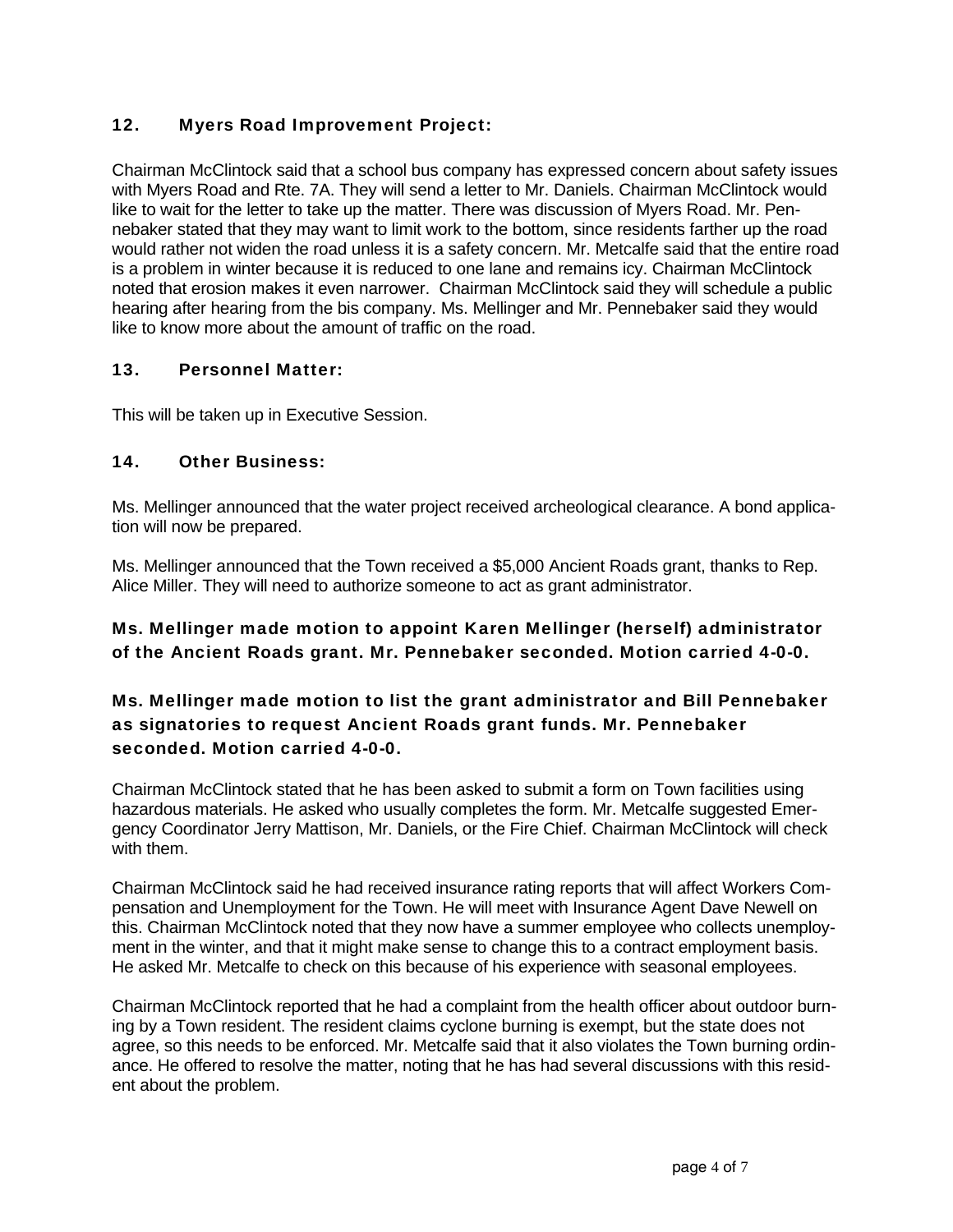## 12. Myers Road Improvement Project:

Chairman McClintock said that a school bus company has expressed concern about safety issues with Myers Road and Rte. 7A. They will send a letter to Mr. Daniels. Chairman McClintock would like to wait for the letter to take up the matter. There was discussion of Myers Road. Mr. Pennebaker stated that they may want to limit work to the bottom, since residents farther up the road would rather not widen the road unless it is a safety concern. Mr. Metcalfe said that the entire road is a problem in winter because it is reduced to one lane and remains icy. Chairman McClintock noted that erosion makes it even narrower. Chairman McClintock said they will schedule a public hearing after hearing from the bis company. Ms. Mellinger and Mr. Pennebaker said they would like to know more about the amount of traffic on the road.

## 13. Personnel Matter:

This will be taken up in Executive Session.

## 14. Other Business:

Ms. Mellinger announced that the water project received archeological clearance. A bond application will now be prepared.

Ms. Mellinger announced that the Town received a $5,000 Ancient Roads grant, thanks to Rep. Alice Miller. They will need to authorize someone to act as grant administrator.

**Ms. Mellinger made motion to appoint Karen Mellinger (herself) administrator of the Ancient Roads grant. Mr. Pennebaker seconded. Motion carried 4-0-0.**

**Ms. Mellinger made motion to list the grant administrator and Bill Pennebaker as signatories to request Ancient Roads grant funds. Mr. Pennebaker seconded. Motion carried 4-0-0.**

Chairman McClintock stated that he has been asked to submit a form on Town facilities using hazardous materials. He asked who usually completes the form. Mr. Metcalfe suggested Emergency Coordinator Jerry Mattison, Mr. Daniels, or the Fire Chief. Chairman McClintock will check with them.

Chairman McClintock said he had received insurance rating reports that will affect Workers Compensation and Unemployment for the Town. He will meet with Insurance Agent Dave Newell on this. Chairman McClintock noted that they now have a summer employee who collects unemployment in the winter, and that it might make sense to change this to a contract employment basis. He asked Mr. Metcalfe to check on this because of his experience with seasonal employees.

Chairman McClintock reported that he had a complaint from the health officer about outdoor burning by a Town resident. The resident claims cyclone burning is exempt, but the state does not agree, so this needs to be enforced. Mr. Metcalfe said that it also violates the Town burning ordinance. He offered to resolve the matter, noting that he has had several discussions with this resident about the problem.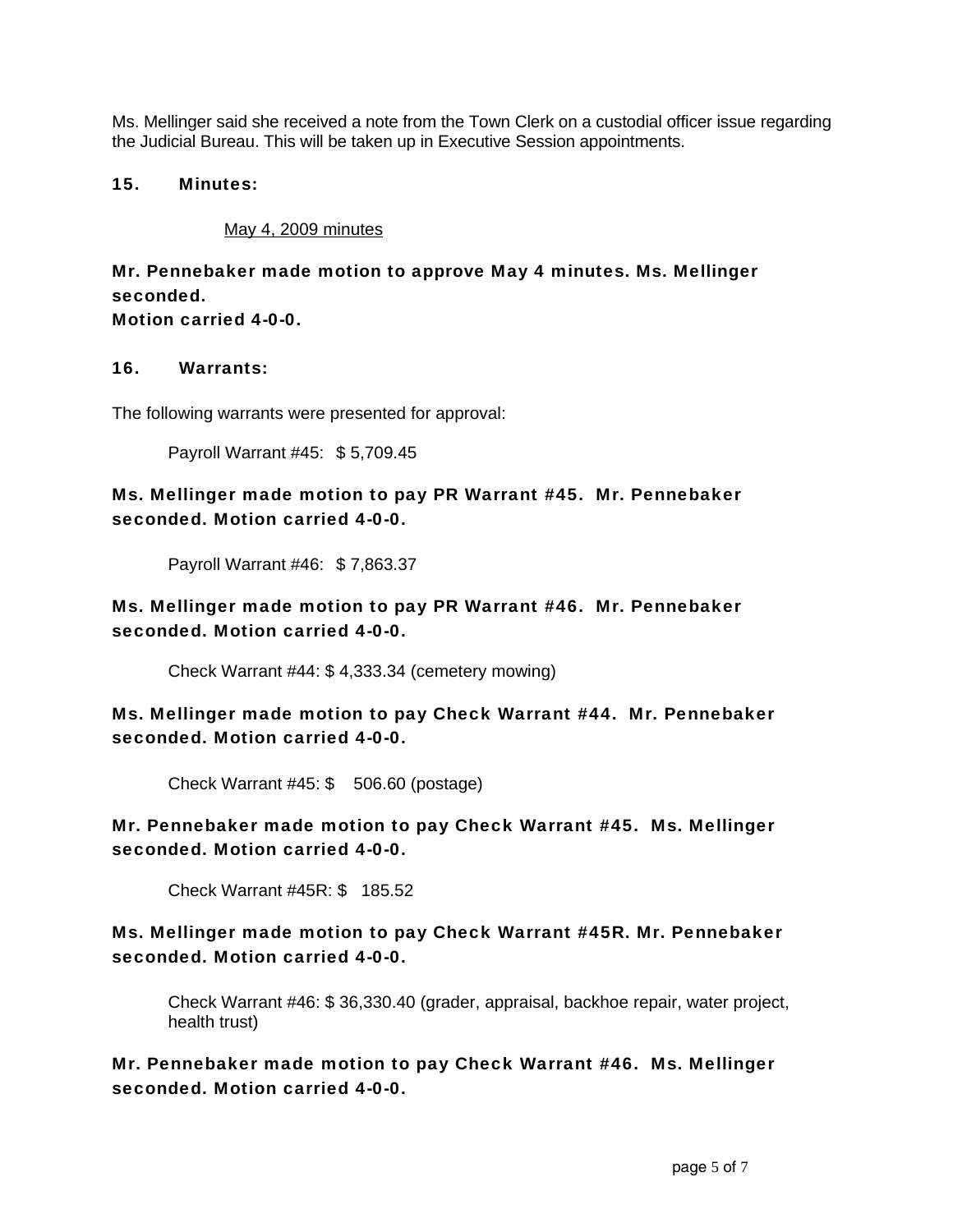Ms. Mellinger said she received a note from the Town Clerk on a custodial officer issue regarding the Judicial Bureau. This will be taken up in Executive Session appointments.

**15. Minutes:**

<u>May 4, 2009 minutes</u>

**Mr. Pennebaker made motion to approve May 4 minutes. Ms. Mellinger seconded.**
**Motion carried 4-0-0.**

**16. Warrants:**

The following warrants were presented for approval:

Payroll Warrant #45: $ 5,709.45

**Ms. Mellinger made motion to pay PR Warrant #45. Mr. Pennebaker seconded. Motion carried 4-0-0.**

Payroll Warrant #46: $ 7,863.37

**Ms. Mellinger made motion to pay PR Warrant #46. Mr. Pennebaker seconded. Motion carried 4-0-0.**

Check Warrant #44: $ 4,333.34 (cemetery mowing)

**Ms. Mellinger made motion to pay Check Warrant #44. Mr. Pennebaker seconded. Motion carried 4-0-0.**

Check Warrant #45: $ 506.60 (postage)

**Mr. Pennebaker made motion to pay Check Warrant #45. Ms. Mellinger seconded. Motion carried 4-0-0.**

Check Warrant #45R: $ 185.52

**Ms. Mellinger made motion to pay Check Warrant #45R. Mr. Pennebaker seconded. Motion carried 4-0-0.**

Check Warrant #46: $ 36,330.40 (grader, appraisal, backhoe repair, water project, health trust)

**Mr. Pennebaker made motion to pay Check Warrant #46. Ms. Mellinger seconded. Motion carried 4-0-0.**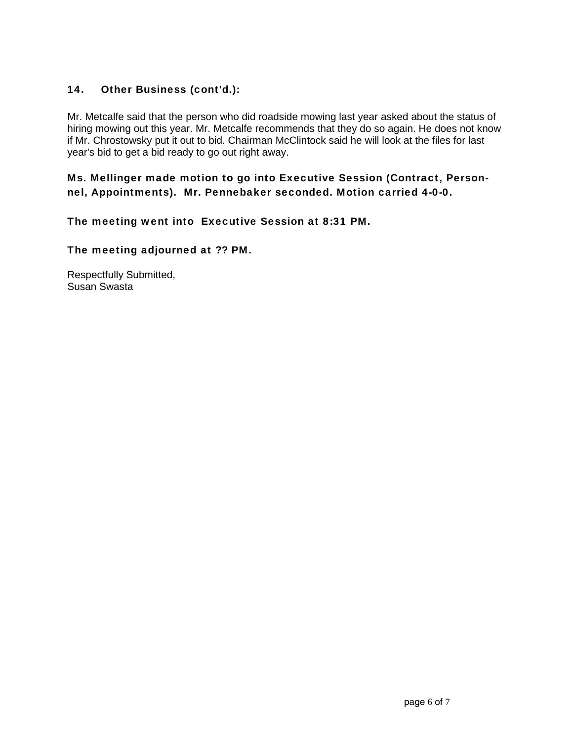### 14. Other Business (cont'd.):

Mr. Metcalfe said that the person who did roadside mowing last year asked about the status of hiring mowing out this year. Mr. Metcalfe recommends that they do so again. He does not know if Mr. Chrostowsky put it out to bid. Chairman McClintock said he will look at the files for last year's bid to get a bid ready to go out right away.

**Ms. Mellinger made motion to go into Executive Session (Contract, Personnel, Appointments). Mr. Pennebaker seconded. Motion carried 4-0-0.**

**The meeting went into Executive Session at 8:31 PM.**

**The meeting adjourned at ?? PM.**

Respectfully Submitted,
Susan Swasta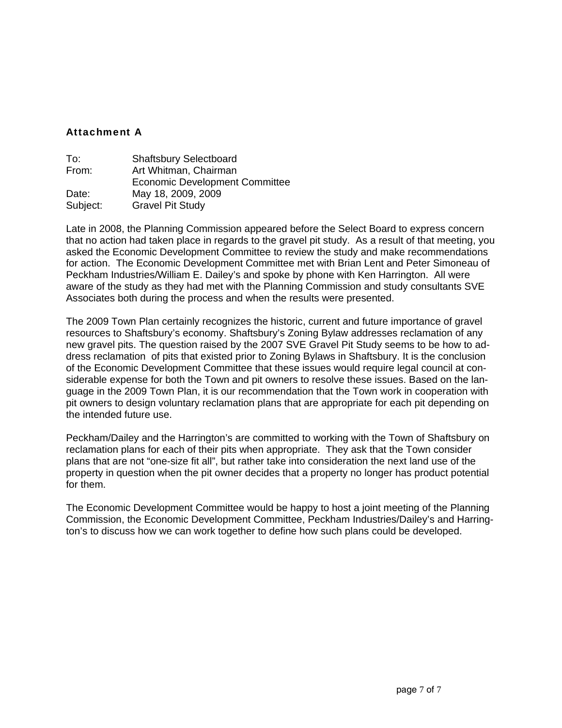## Attachment A

To: Shaftsbury Selectboard
From: Art Whitman, Chairman
Economic Development Committee
Date: May 18, 2009, 2009
Subject: Gravel Pit Study

Late in 2008, the Planning Commission appeared before the Select Board to express concern that no action had taken place in regards to the gravel pit study. As a result of that meeting, you asked the Economic Development Committee to review the study and make recommendations for action. The Economic Development Committee met with Brian Lent and Peter Simoneau of Peckham Industries/William E. Dailey's and spoke by phone with Ken Harrington. All were aware of the study as they had met with the Planning Commission and study consultants SVE Associates both during the process and when the results were presented.

The 2009 Town Plan certainly recognizes the historic, current and future importance of gravel resources to Shaftsbury's economy. Shaftsbury's Zoning Bylaw addresses reclamation of any new gravel pits. The question raised by the 2007 SVE Gravel Pit Study seems to be how to address reclamation of pits that existed prior to Zoning Bylaws in Shaftsbury. It is the conclusion of the Economic Development Committee that these issues would require legal council at considerable expense for both the Town and pit owners to resolve these issues. Based on the language in the 2009 Town Plan, it is our recommendation that the Town work in cooperation with pit owners to design voluntary reclamation plans that are appropriate for each pit depending on the intended future use.

Peckham/Dailey and the Harrington's are committed to working with the Town of Shaftsbury on reclamation plans for each of their pits when appropriate. They ask that the Town consider plans that are not "one-size fit all", but rather take into consideration the next land use of the property in question when the pit owner decides that a property no longer has product potential for them.

The Economic Development Committee would be happy to host a joint meeting of the Planning Commission, the Economic Development Committee, Peckham Industries/Dailey's and Harrington's to discuss how we can work together to define how such plans could be developed.